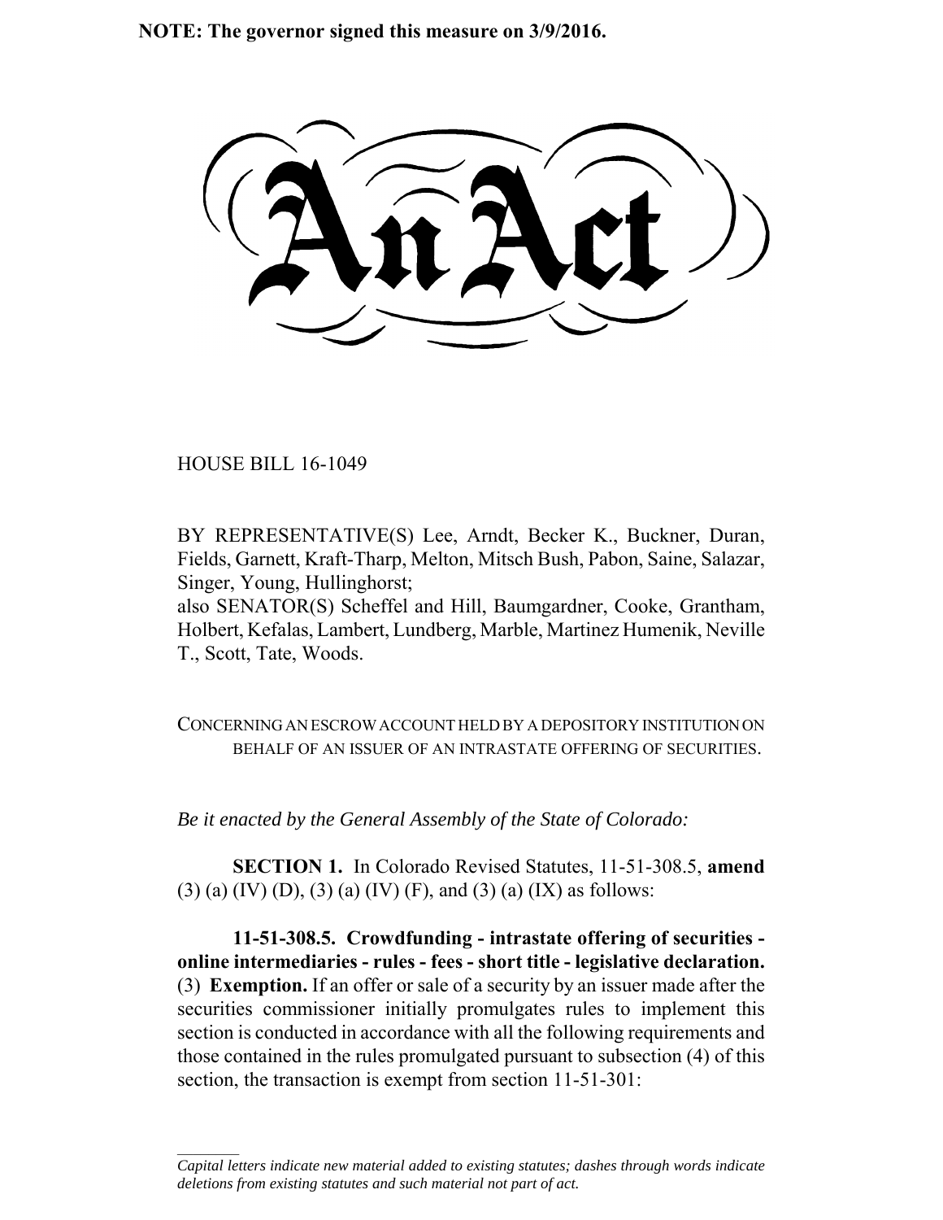**NOTE: The governor signed this measure on 3/9/2016.**

# An Act

HOUSE BILL 16-1049

BY REPRESENTATIVE(S) Lee, Arndt, Becker K., Buckner, Duran, Fields, Garnett, Kraft-Tharp, Melton, Mitsch Bush, Pabon, Saine, Salazar, Singer, Young, Hullinghorst;
also SENATOR(S) Scheffel and Hill, Baumgardner, Cooke, Grantham, Holbert, Kefalas, Lambert, Lundberg, Marble, Martinez Humenik, Neville T., Scott, Tate, Woods.

CONCERNING AN ESCROW ACCOUNT HELD BY A DEPOSITORY INSTITUTION ON BEHALF OF AN ISSUER OF AN INTRASTATE OFFERING OF SECURITIES.

*Be it enacted by the General Assembly of the State of Colorado:*

**SECTION 1.** In Colorado Revised Statutes, 11-51-308.5, **amend** (3) (a) (IV) (D), (3) (a) (IV) (F), and (3) (a) (IX) as follows:

**11-51-308.5. Crowdfunding - intrastate offering of securities - online intermediaries - rules - fees - short title - legislative declaration.** (3) **Exemption.** If an offer or sale of a security by an issuer made after the securities commissioner initially promulgates rules to implement this section is conducted in accordance with all the following requirements and those contained in the rules promulgated pursuant to subsection (4) of this section, the transaction is exempt from section 11-51-301:

---

*Capital letters indicate new material added to existing statutes; dashes through words indicate deletions from existing statutes and such material not part of act.*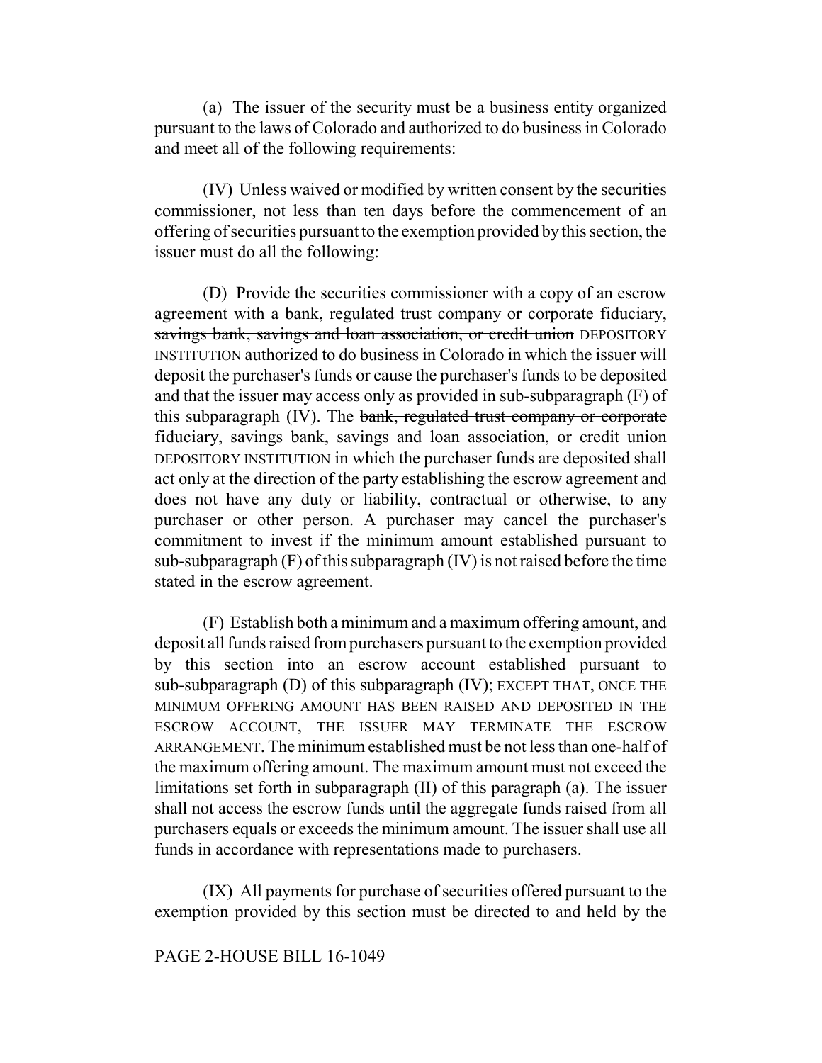(a) The issuer of the security must be a business entity organized pursuant to the laws of Colorado and authorized to do business in Colorado and meet all of the following requirements:

(IV) Unless waived or modified by written consent by the securities commissioner, not less than ten days before the commencement of an offering of securities pursuant to the exemption provided by this section, the issuer must do all the following:

(D) Provide the securities commissioner with a copy of an escrow agreement with a ~~bank, regulated trust company or corporate fiduciary, savings bank, savings and loan association, or credit union~~ DEPOSITORY INSTITUTION authorized to do business in Colorado in which the issuer will deposit the purchaser's funds or cause the purchaser's funds to be deposited and that the issuer may access only as provided in sub-subparagraph (F) of this subparagraph (IV). The ~~bank, regulated trust company or corporate fiduciary, savings bank, savings and loan association, or credit union~~ DEPOSITORY INSTITUTION in which the purchaser funds are deposited shall act only at the direction of the party establishing the escrow agreement and does not have any duty or liability, contractual or otherwise, to any purchaser or other person. A purchaser may cancel the purchaser's commitment to invest if the minimum amount established pursuant to sub-subparagraph (F) of this subparagraph (IV) is not raised before the time stated in the escrow agreement.

(F) Establish both a minimum and a maximum offering amount, and deposit all funds raised from purchasers pursuant to the exemption provided by this section into an escrow account established pursuant to sub-subparagraph (D) of this subparagraph (IV); EXCEPT THAT, ONCE THE MINIMUM OFFERING AMOUNT HAS BEEN RAISED AND DEPOSITED IN THE ESCROW ACCOUNT, THE ISSUER MAY TERMINATE THE ESCROW ARRANGEMENT. The minimum established must be not less than one-half of the maximum offering amount. The maximum amount must not exceed the limitations set forth in subparagraph (II) of this paragraph (a). The issuer shall not access the escrow funds until the aggregate funds raised from all purchasers equals or exceeds the minimum amount. The issuer shall use all funds in accordance with representations made to purchasers.

(IX) All payments for purchase of securities offered pursuant to the exemption provided by this section must be directed to and held by the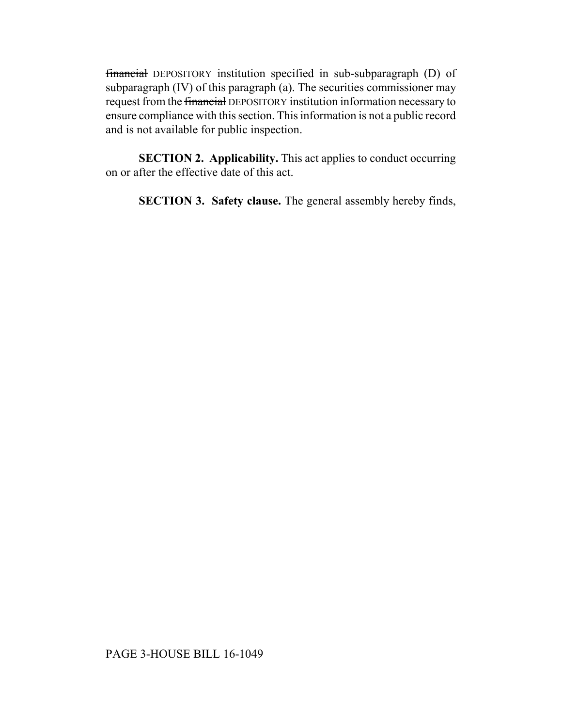~~financial~~ DEPOSITORY institution specified in sub-subparagraph (D) of subparagraph (IV) of this paragraph (a). The securities commissioner may request from the ~~financial~~ DEPOSITORY institution information necessary to ensure compliance with this section. This information is not a public record and is not available for public inspection.

**SECTION 2. Applicability.** This act applies to conduct occurring on or after the effective date of this act.

**SECTION 3. Safety clause.** The general assembly hereby finds,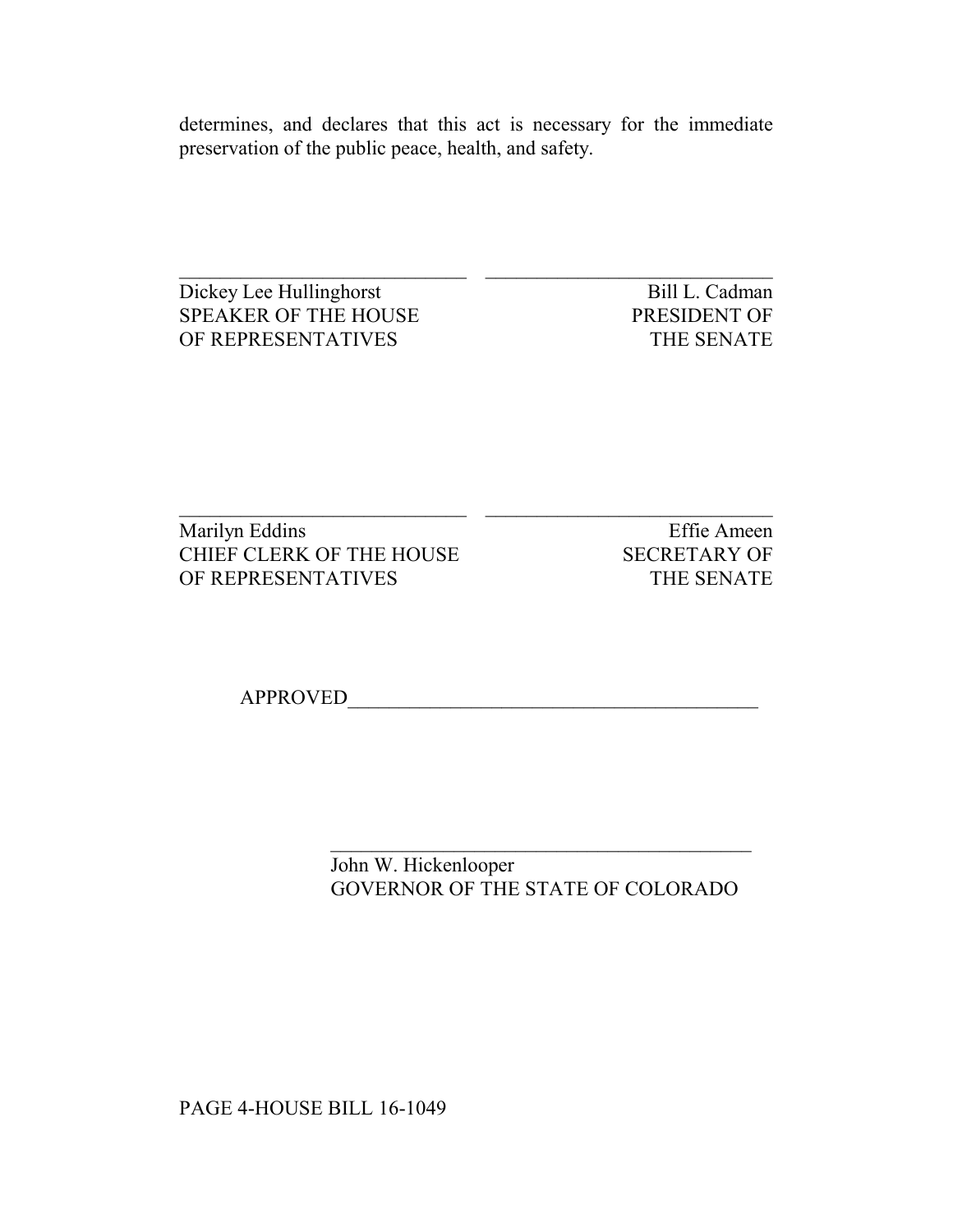determines, and declares that this act is necessary for the immediate preservation of the public peace, health, and safety.

____________________________ ____________________________
Dickey Lee Hullinghorst Bill L. Cadman
SPEAKER OF THE HOUSE PRESIDENT OF
OF REPRESENTATIVES THE SENATE

____________________________ ____________________________
Marilyn Eddins Effie Ameen
CHIEF CLERK OF THE HOUSE SECRETARY OF
OF REPRESENTATIVES THE SENATE

APPROVED________________________________________

_________________________________________
John W. Hickenlooper
GOVERNOR OF THE STATE OF COLORADO

PAGE 4-HOUSE BILL 16-1049